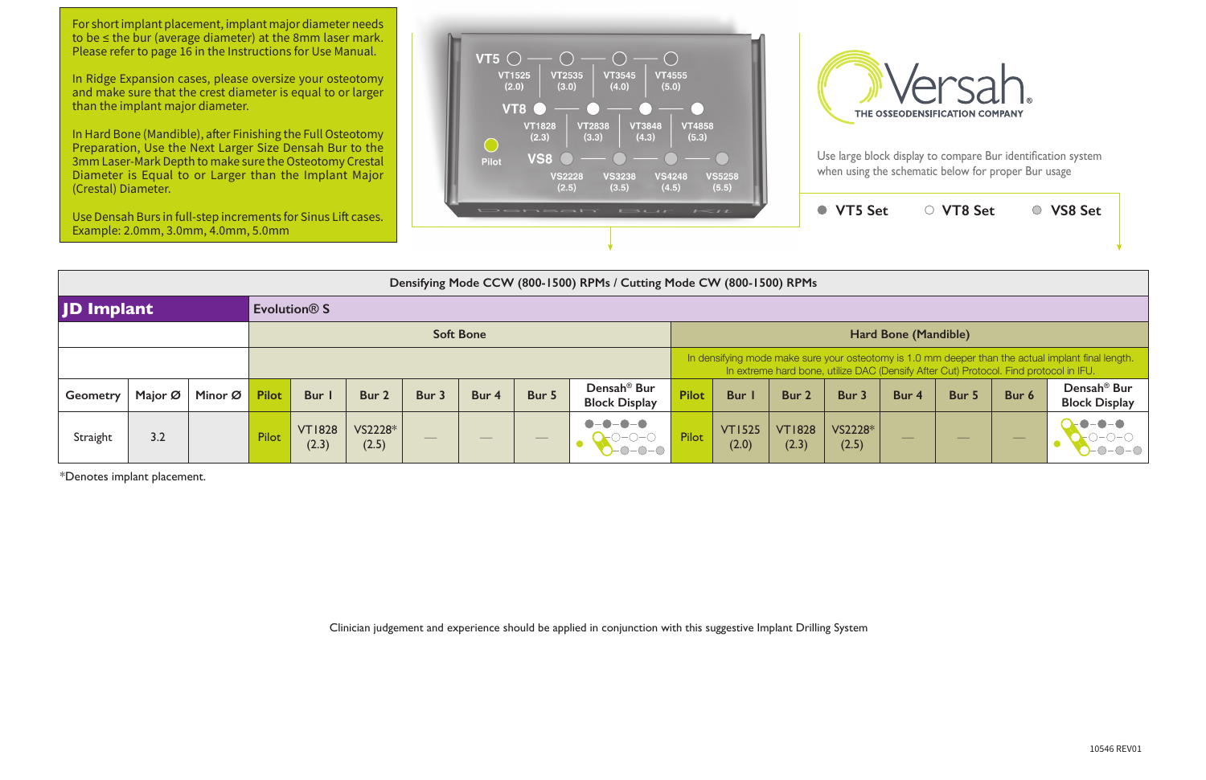For short implant placement, implant major diameter needs to be ≤ the bur (average diameter) at the 8mm laser mark. Please refer to page 16 in the Instructions for Use Manual.

In Ridge Expansion cases, please oversize your osteotomy and make sure that the crest diameter is equal to or larger than the implant major diameter.

In Hard Bone (Mandible), after Finishing the Full Osteotomy Preparation, Use the Next Larger Size Densah Bur to the 3mm Laser-Mark Depth to make sure the Osteotomy Crestal Diameter is Equal to or Larger than the Implant Major (Crestal) Diameter.

Use Densah Burs in full-step increments for Sinus Lift cases. Example: 2.0mm, 3.0mm, 4.0mm, 5.0mm

VT5: VT1525 (2.0), VT2535 (3.0), VT3545 (4.0), VT4555 (5.0)
VT8: VT1828 (2.3), VT2838 (3.3), VT3848 (4.3), VT4858 (5.3)
Pilot
VS8: VS2228 (2.5), VS3238 (3.5), VS4248 (4.5), VS5258 (5.5)

Densah Bur Kit

Versah® THE OSSEODENSIFICATION COMPANY

Use large block display to compare Bur identification system when using the schematic below for proper Bur usage

● VT5 Set ○ VT8 Set ◎ VS8 Set

| Densifying Mode CCW (800-1500) RPMs / Cutting Mode CW (800-1500) RPMs | | | | | | | | | | | | | | | | | | |
|---|---|---|---|---|---|---|---|---|---|---|---|---|---|---|---|---|---|---|
| **JD Implant** | | | Evolution® S | | | | | | | | | | | | | | | |
| | | | Soft Bone | | | | | | | Hard Bone (Mandible) | | | | | | | | |
| | | | | | | | | | | In densifying mode make sure your osteotomy is 1.0 mm deeper than the actual implant final length. In extreme hard bone, utilize DAC (Densify After Cut) Protocol. Find protocol in IFU. | | | | | | | | |
| Geometry | Major Ø | Minor Ø | Pilot | Bur 1 | Bur 2 | Bur 3 | Bur 4 | Bur 5 | Densah® Bur Block Display | Pilot | Bur 1 | Bur 2 | Bur 3 | Bur 4 | Bur 5 | Bur 6 | Densah® Bur Block Display |
| Straight | 3.2 | | Pilot | VT1828 (2.3) | VS2228* (2.5) | — | — | — | | Pilot | VT1525 (2.0) | VT1828 (2.3) | VS2228* (2.5) | — | — | — | |

*Denotes implant placement.

Clinician judgement and experience should be applied in conjunction with this suggestive Implant Drilling System

10546 REV01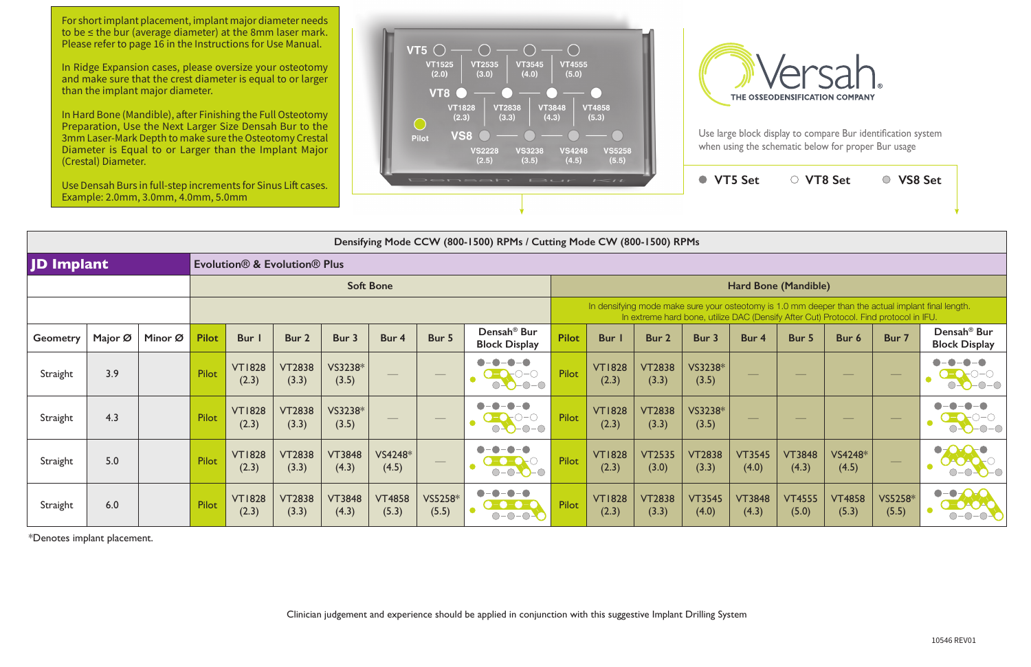For short implant placement, implant major diameter needs to be ≤ the bur (average diameter) at the 8mm laser mark. Please refer to page 16 in the Instructions for Use Manual.

In Ridge Expansion cases, please oversize your osteotomy and make sure that the crest diameter is equal to or larger than the implant major diameter.

In Hard Bone (Mandible), after Finishing the Full Osteotomy Preparation, Use the Next Larger Size Densah Bur to the 3mm Laser-Mark Depth to make sure the Osteotomy Crestal Diameter is Equal to or Larger than the Implant Major (Crestal) Diameter.

Use Densah Burs in full-step increments for Sinus Lift cases. Example: 2.0mm, 3.0mm, 4.0mm, 5.0mm

VT5: VT1525 (2.0) — VT2535 (3.0) — VT3545 (4.0) — VT4555 (5.0)

VT8: VT1828 (2.3) — VT2838 (3.3) — VT3848 (4.3) — VT4858 (5.3)

Pilot

VS8: VS2228 (2.5) — VS3238 (3.5) — VS4248 (4.5) — VS5258 (5.5)

Densah Bur Kit

Versah® THE OSSEODENSIFICATION COMPANY

Use large block display to compare Bur identification system when using the schematic below for proper Bur usage

● VT5 Set ○ VT8 Set ◎ VS8 Set

| Densifying Mode CCW (800-1500) RPMs / Cutting Mode CW (800-1500) RPMs | | | | | | | | | | | | | | | | | | | |
|---|---|---|---|---|---|---|---|---|---|---|---|---|---|---|---|---|---|---|---|
| **JD Implant** | | | Evolution® & Evolution® Plus | | | | | | | | | | | | | | | | |
| | | | Soft Bone | | | | | | | Hard Bone (Mandible) | | | | | | | | | |
| | | | | | | | | | | In densifying mode make sure your osteotomy is 1.0 mm deeper than the actual implant final length. In extreme hard bone, utilize DAC (Densify After Cut) Protocol. Find protocol in IFU. | | | | | | | | | |
| Geometry | Major Ø | Minor Ø | Pilot | Bur 1 | Bur 2 | Bur 3 | Bur 4 | Bur 5 | Densah® Bur Block Display | Pilot | Bur 1 | Bur 2 | Bur 3 | Bur 4 | Bur 5 | Bur 6 | Bur 7 | Densah® Bur Block Display |
| Straight | 3.9 | | Pilot | VT1828 (2.3) | VT2838 (3.3) | VS3238* (3.5) | — | — | | Pilot | VT1828 (2.3) | VT2838 (3.3) | VS3238* (3.5) | — | — | — | — | |
| Straight | 4.3 | | Pilot | VT1828 (2.3) | VT2838 (3.3) | VS3238* (3.5) | — | — | | Pilot | VT1828 (2.3) | VT2838 (3.3) | VS3238* (3.5) | — | — | — | — | |
| Straight | 5.0 | | Pilot | VT1828 (2.3) | VT2838 (3.3) | VT3848 (4.3) | VS4248* (4.5) | — | | Pilot | VT1828 (2.3) | VT2535 (3.0) | VT2838 (3.3) | VT3545 (4.0) | VT3848 (4.3) | VS4248* (4.5) | — | |
| Straight | 6.0 | | Pilot | VT1828 (2.3) | VT2838 (3.3) | VT3848 (4.3) | VT4858 (5.3) | VS5258* (5.5) | | Pilot | VT1828 (2.3) | VT2838 (3.3) | VT3545 (4.0) | VT3848 (4.3) | VT4555 (5.0) | VT4858 (5.3) | VS5258* (5.5) | |

*Denotes implant placement.

Clinician judgement and experience should be applied in conjunction with this suggestive Implant Drilling System

10546 REV01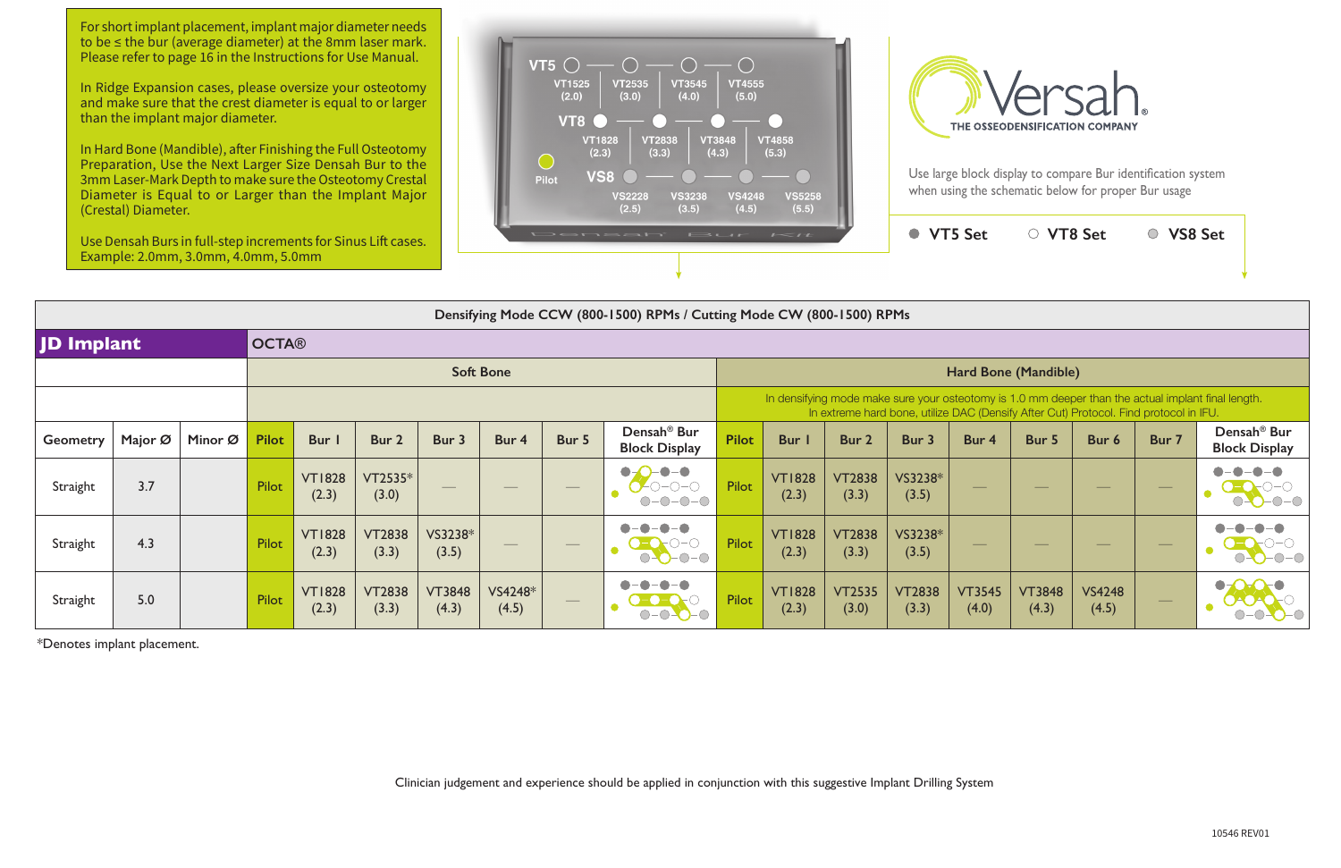For short implant placement, implant major diameter needs to be ≤ the bur (average diameter) at the 8mm laser mark. Please refer to page 16 in the Instructions for Use Manual.

In Ridge Expansion cases, please oversize your osteotomy and make sure that the crest diameter is equal to or larger than the implant major diameter.

In Hard Bone (Mandible), after Finishing the Full Osteotomy Preparation, Use the Next Larger Size Densah Bur to the 3mm Laser-Mark Depth to make sure the Osteotomy Crestal Diameter is Equal to or Larger than the Implant Major (Crestal) Diameter.

Use Densah Burs in full-step increments for Sinus Lift cases. Example: 2.0mm, 3.0mm, 4.0mm, 5.0mm

| VT5 | VT1525 (2.0) | VT2535 (3.0) | VT3545 (4.0) | VT4555 (5.0) |
|---|---|---|---|---|
| VT8 | VT1828 (2.3) | VT2838 (3.3) | VT3848 (4.3) | VT4858 (5.3) |
| VS8 | VS2228 (2.5) | VS3238 (3.5) | VS4248 (4.5) | VS5258 (5.5) |

Pilot

Densah Bur Kit

Versah® THE OSSEODENSIFICATION COMPANY

Use large block display to compare Bur identification system when using the schematic below for proper Bur usage

● VT5 Set ○ VT8 Set ◎ VS8 Set

Densifying Mode CCW (800-1500) RPMs / Cutting Mode CW (800-1500) RPMs

**JD Implant** — OCTA®

| | | | Soft Bone | | | | | | | Hard Bone (Mandible) In densifying mode make sure your osteotomy is 1.0 mm deeper than the actual implant final length. In extreme hard bone, utilize DAC (Densify After Cut) Protocol. Find protocol in IFU. | | | | | | | | |
|---|---|---|---|---|---|---|---|---|---|---|---|---|---|---|---|---|---|
| Geometry | Major Ø | Minor Ø | Pilot | Bur 1 | Bur 2 | Bur 3 | Bur 4 | Bur 5 | Densah® Bur Block Display | Pilot | Bur 1 | Bur 2 | Bur 3 | Bur 4 | Bur 5 | Bur 6 | Bur 7 | Densah® Bur Block Display |
| Straight | 3.7 | | Pilot | VT1828 (2.3) | VT2535* (3.0) | — | — | — | | Pilot | VT1828 (2.3) | VT2838 (3.3) | VS3238* (3.5) | — | — | — | — | |
| Straight | 4.3 | | Pilot | VT1828 (2.3) | VT2838 (3.3) | VS3238* (3.5) | — | — | | Pilot | VT1828 (2.3) | VT2838 (3.3) | VS3238* (3.5) | — | — | — | — | |
| Straight | 5.0 | | Pilot | VT1828 (2.3) | VT2838 (3.3) | VT3848 (4.3) | VS4248* (4.5) | — | | Pilot | VT1828 (2.3) | VT2535 (3.0) | VT2838 (3.3) | VT3545 (4.0) | VT3848 (4.3) | VS4248 (4.5) | — | |

*Denotes implant placement.

Clinician judgement and experience should be applied in conjunction with this suggestive Implant Drilling System

10546 REV01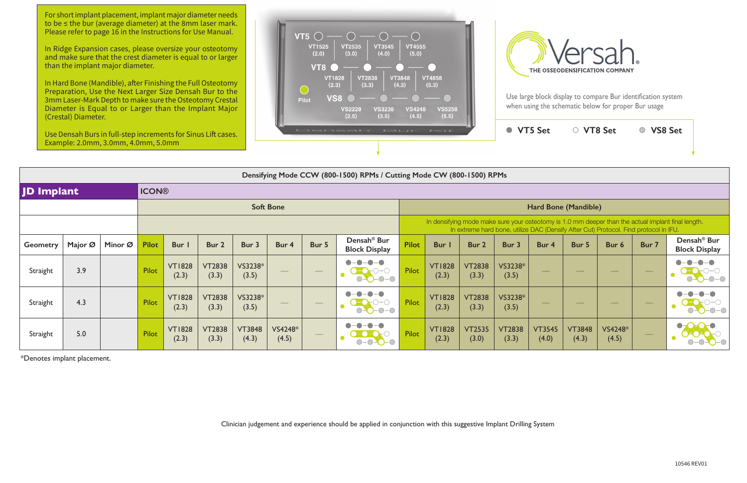For short implant placement, implant major diameter needs to be ≤ the bur (average diameter) at the 8mm laser mark. Please refer to page 16 in the Instructions for Use Manual.

In Ridge Expansion cases, please oversize your osteotomy and make sure that the crest diameter is equal to or larger than the implant major diameter.

In Hard Bone (Mandible), after Finishing the Full Osteotomy Preparation, Use the Next Larger Size Densah Bur to the 3mm Laser-Mark Depth to make sure the Osteotomy Crestal Diameter is Equal to or Larger than the Implant Major (Crestal) Diameter.

Use Densah Burs in full-step increments for Sinus Lift cases. Example: 2.0mm, 3.0mm, 4.0mm, 5.0mm

VT5: VT1525 (2.0), VT2535 (3.0), VT3545 (4.0), VT4555 (5.0)

VT8: VT1828 (2.3), VT2838 (3.3), VT3848 (4.3), VT4858 (5.3)

VS8: VS2228 (2.5), VS3238 (3.5), VS4248 (4.5), VS5258 (5.5)

Pilot

Densah Bur Kit

Versah® THE OSSEODENSIFICATION COMPANY

Use large block display to compare Bur identification system when using the schematic below for proper Bur usage

● VT5 Set ○ VT8 Set ◉ VS8 Set

**Densifying Mode CCW (800-1500) RPMs / Cutting Mode CW (800-1500) RPMs**

| **JD Implant** | | | **ICON®** | | | | | | | | | | | | | | | |
|---|---|---|---|---|---|---|---|---|---|---|---|---|---|---|---|---|---|---|
| | | | Soft Bone | | | | | | | Hard Bone (Mandible) | | | | | | | | |
| | | | | | | | | | | In densifying mode make sure your osteotomy is 1.0 mm deeper than the actual implant final length. In extreme hard bone, utilize DAC (Densify After Cut) Protocol. Find protocol in IFU. | | | | | | | | |
| Geometry | Major Ø | Minor Ø | Pilot | Bur 1 | Bur 2 | Bur 3 | Bur 4 | Bur 5 | Densah® Bur Block Display | Pilot | Bur 1 | Bur 2 | Bur 3 | Bur 4 | Bur 5 | Bur 6 | Bur 7 | Densah® Bur Block Display |
| Straight | 3.9 | | Pilot | VT1828 (2.3) | VT2838 (3.3) | VS3238* (3.5) | — | — | | Pilot | VT1828 (2.3) | VT2838 (3.3) | VS3238* (3.5) | — | — | — | — | |
| Straight | 4.3 | | Pilot | VT1828 (2.3) | VT2838 (3.3) | VS3238* (3.5) | — | — | | Pilot | VT1828 (2.3) | VT2838 (3.3) | VS3238* (3.5) | — | — | — | — | |
| Straight | 5.0 | | Pilot | VT1828 (2.3) | VT2838 (3.3) | VT3848 (4.3) | VS4248* (4.5) | — | | Pilot | VT1828 (2.3) | VT2535 (3.0) | VT2838 (3.3) | VT3545 (4.0) | VT3848 (4.3) | VS4248* (4.5) | — | |

*Denotes implant placement.

Clinician judgement and experience should be applied in conjunction with this suggestive Implant Drilling System

10546 REV01